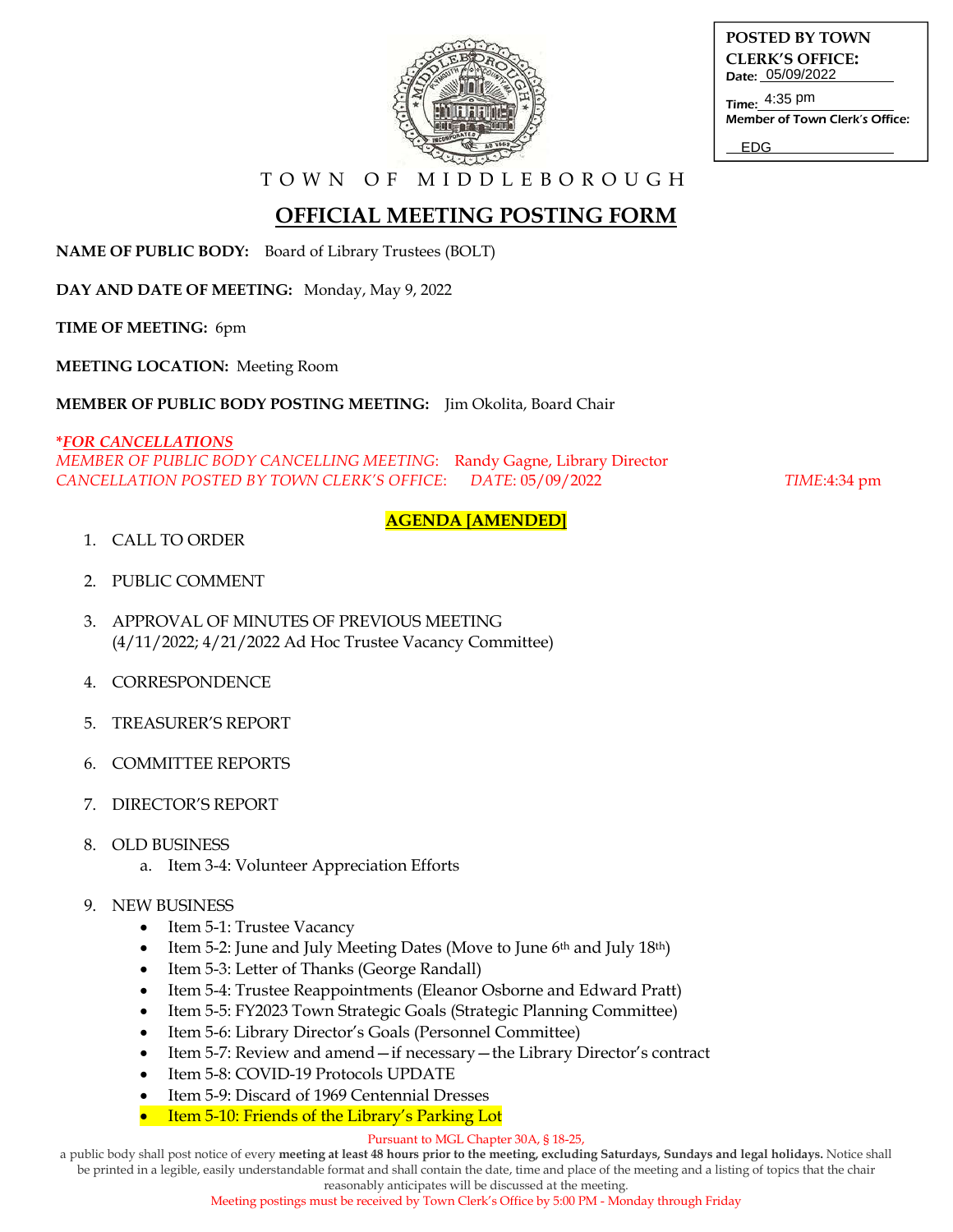**POSTED BY TOWN CLERK'S OFFICE:**
Date: 05/09/2022
Time: 4:35 pm
Member of Town Clerk's Office: EDG

TOWN OF MIDDLEBOROUGH

# OFFICIAL MEETING POSTING FORM

**NAME OF PUBLIC BODY:** Board of Library Trustees (BOLT)

**DAY AND DATE OF MEETING:** Monday, May 9, 2022

**TIME OF MEETING:** 6pm

**MEETING LOCATION:** Meeting Room

**MEMBER OF PUBLIC BODY POSTING MEETING:** Jim Okolita, Board Chair

***FOR CANCELLATIONS***
*MEMBER OF PUBLIC BODY CANCELLING MEETING*: Randy Gagne, Library Director
*CANCELLATION POSTED BY TOWN CLERK'S OFFICE*: *DATE*: 05/09/2022 *TIME*:4:34 pm

## AGENDA [AMENDED]

1. CALL TO ORDER
2. PUBLIC COMMENT
3. APPROVAL OF MINUTES OF PREVIOUS MEETING (4/11/2022; 4/21/2022 Ad Hoc Trustee Vacancy Committee)
4. CORRESPONDENCE
5. TREASURER'S REPORT
6. COMMITTEE REPORTS
7. DIRECTOR'S REPORT
8. OLD BUSINESS
   a. Item 3-4: Volunteer Appreciation Efforts
9. NEW BUSINESS
   - Item 5-1: Trustee Vacancy
   - Item 5-2: June and July Meeting Dates (Move to June 6th and July 18th)
   - Item 5-3: Letter of Thanks (George Randall)
   - Item 5-4: Trustee Reappointments (Eleanor Osborne and Edward Pratt)
   - Item 5-5: FY2023 Town Strategic Goals (Strategic Planning Committee)
   - Item 5-6: Library Director's Goals (Personnel Committee)
   - Item 5-7: Review and amend—if necessary—the Library Director's contract
   - Item 5-8: COVID-19 Protocols UPDATE
   - Item 5-9: Discard of 1969 Centennial Dresses
   - Item 5-10: Friends of the Library's Parking Lot

Pursuant to MGL Chapter 30A, § 18-25,
a public body shall post notice of every **meeting at least 48 hours prior to the meeting, excluding Saturdays, Sundays and legal holidays.** Notice shall be printed in a legible, easily understandable format and shall contain the date, time and place of the meeting and a listing of topics that the chair reasonably anticipates will be discussed at the meeting.
Meeting postings must be received by Town Clerk's Office by 5:00 PM - Monday through Friday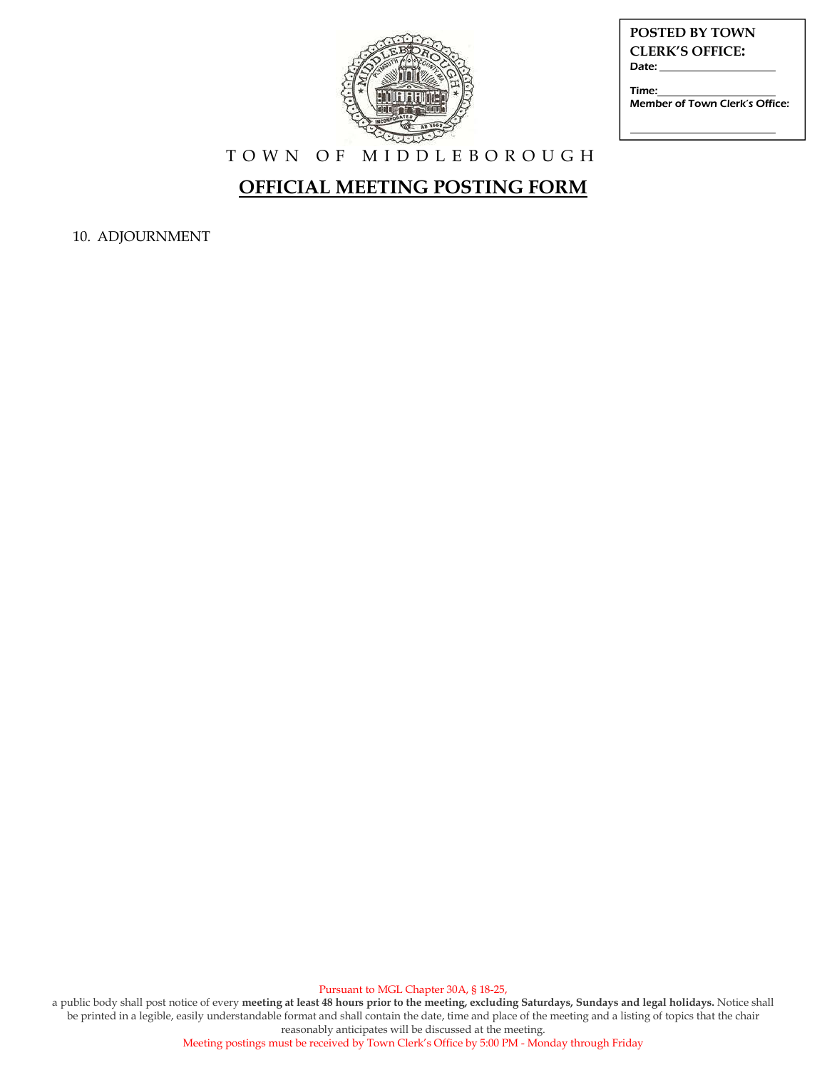**POSTED BY TOWN CLERK'S OFFICE:**

Date: ____________________

Time: ____________________

Member of Town Clerk's Office:

____________________

TOWN OF MIDDLEBOROUGH

# OFFICIAL MEETING POSTING FORM

10. ADJOURNMENT

Pursuant to MGL Chapter 30A, § 18-25,

a public body shall post notice of every **meeting at least 48 hours prior to the meeting, excluding Saturdays, Sundays and legal holidays.** Notice shall be printed in a legible, easily understandable format and shall contain the date, time and place of the meeting and a listing of topics that the chair reasonably anticipates will be discussed at the meeting.

Meeting postings must be received by Town Clerk's Office by 5:00 PM - Monday through Friday